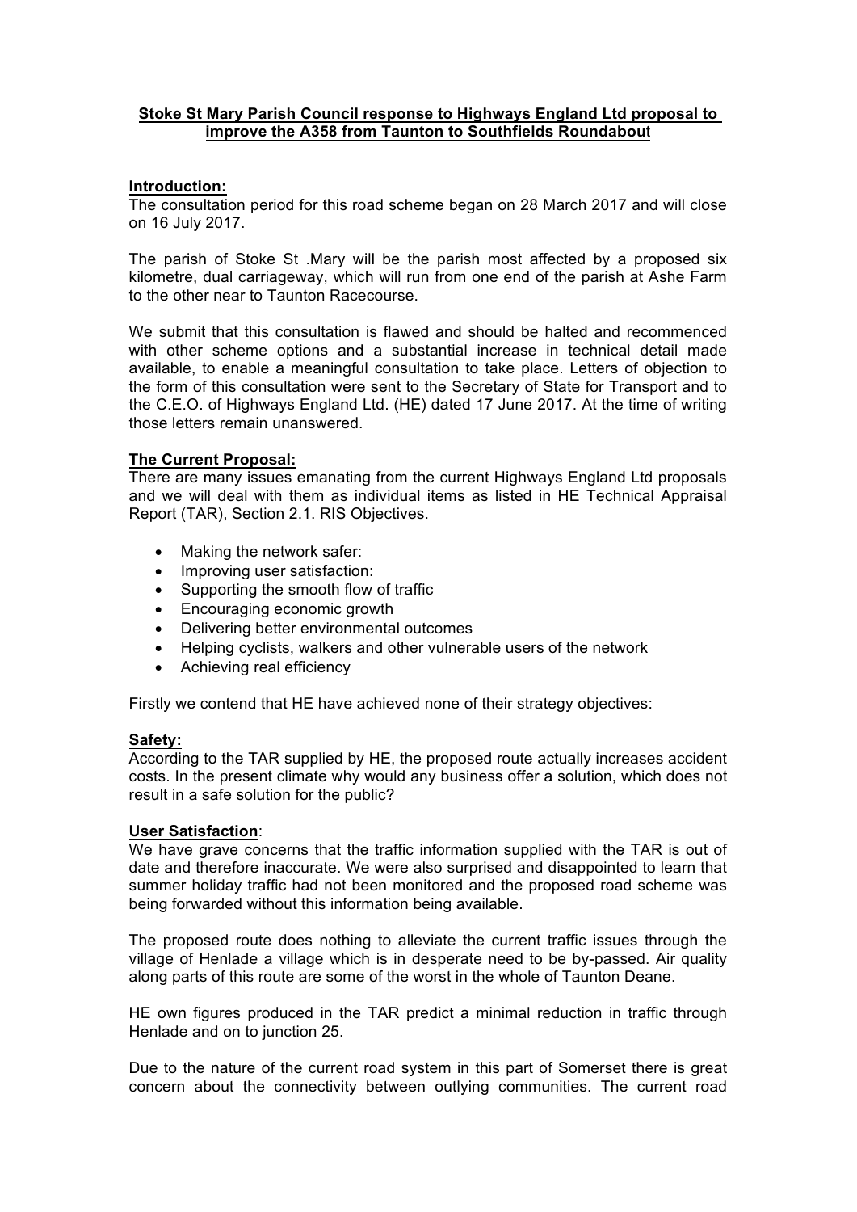**Stoke St Mary Parish Council response to Highways England Ltd proposal to improve the A358 from Taunton to Southfields Roundabout**

**Introduction:**

The consultation period for this road scheme began on 28 March 2017 and will close on 16 July 2017.

The parish of Stoke St .Mary will be the parish most affected by a proposed six kilometre, dual carriageway, which will run from one end of the parish at Ashe Farm to the other near to Taunton Racecourse.

We submit that this consultation is flawed and should be halted and recommenced with other scheme options and a substantial increase in technical detail made available, to enable a meaningful consultation to take place. Letters of objection to the form of this consultation were sent to the Secretary of State for Transport and to the C.E.O. of Highways England Ltd. (HE) dated 17 June 2017. At the time of writing those letters remain unanswered.

**The Current Proposal:**

There are many issues emanating from the current Highways England Ltd proposals and we will deal with them as individual items as listed in HE Technical Appraisal Report (TAR), Section 2.1. RIS Objectives.

- Making the network safer:
- Improving user satisfaction:
- Supporting the smooth flow of traffic
- Encouraging economic growth
- Delivering better environmental outcomes
- Helping cyclists, walkers and other vulnerable users of the network
- Achieving real efficiency

Firstly we contend that HE have achieved none of their strategy objectives:

**Safety:**

According to the TAR supplied by HE, the proposed route actually increases accident costs. In the present climate why would any business offer a solution, which does not result in a safe solution for the public?

**User Satisfaction**:

We have grave concerns that the traffic information supplied with the TAR is out of date and therefore inaccurate. We were also surprised and disappointed to learn that summer holiday traffic had not been monitored and the proposed road scheme was being forwarded without this information being available.

The proposed route does nothing to alleviate the current traffic issues through the village of Henlade a village which is in desperate need to be by-passed. Air quality along parts of this route are some of the worst in the whole of Taunton Deane.

HE own figures produced in the TAR predict a minimal reduction in traffic through Henlade and on to junction 25.

Due to the nature of the current road system in this part of Somerset there is great concern about the connectivity between outlying communities. The current road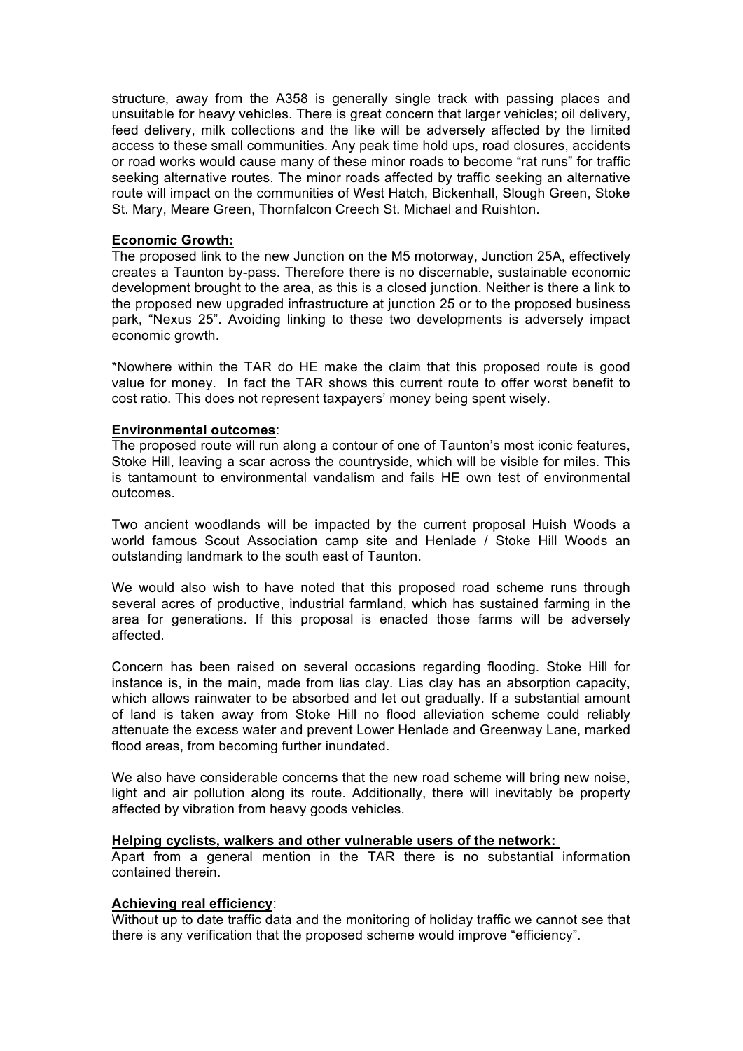structure, away from the A358 is generally single track with passing places and unsuitable for heavy vehicles. There is great concern that larger vehicles; oil delivery, feed delivery, milk collections and the like will be adversely affected by the limited access to these small communities. Any peak time hold ups, road closures, accidents or road works would cause many of these minor roads to become "rat runs" for traffic seeking alternative routes. The minor roads affected by traffic seeking an alternative route will impact on the communities of West Hatch, Bickenhall, Slough Green, Stoke St. Mary, Meare Green, Thornfalcon Creech St. Michael and Ruishton.

**Economic Growth:**

The proposed link to the new Junction on the M5 motorway, Junction 25A, effectively creates a Taunton by-pass. Therefore there is no discernable, sustainable economic development brought to the area, as this is a closed junction. Neither is there a link to the proposed new upgraded infrastructure at junction 25 or to the proposed business park, "Nexus 25". Avoiding linking to these two developments is adversely impact economic growth.

*Nowhere within the TAR do HE make the claim that this proposed route is good value for money. In fact the TAR shows this current route to offer worst benefit to cost ratio. This does not represent taxpayers' money being spent wisely.

**Environmental outcomes**:

The proposed route will run along a contour of one of Taunton's most iconic features, Stoke Hill, leaving a scar across the countryside, which will be visible for miles. This is tantamount to environmental vandalism and fails HE own test of environmental outcomes.

Two ancient woodlands will be impacted by the current proposal Huish Woods a world famous Scout Association camp site and Henlade / Stoke Hill Woods an outstanding landmark to the south east of Taunton.

We would also wish to have noted that this proposed road scheme runs through several acres of productive, industrial farmland, which has sustained farming in the area for generations. If this proposal is enacted those farms will be adversely affected.

Concern has been raised on several occasions regarding flooding. Stoke Hill for instance is, in the main, made from lias clay. Lias clay has an absorption capacity, which allows rainwater to be absorbed and let out gradually. If a substantial amount of land is taken away from Stoke Hill no flood alleviation scheme could reliably attenuate the excess water and prevent Lower Henlade and Greenway Lane, marked flood areas, from becoming further inundated.

We also have considerable concerns that the new road scheme will bring new noise, light and air pollution along its route. Additionally, there will inevitably be property affected by vibration from heavy goods vehicles.

**Helping cyclists, walkers and other vulnerable users of the network:**

Apart from a general mention in the TAR there is no substantial information contained therein.

**Achieving real efficiency**:

Without up to date traffic data and the monitoring of holiday traffic we cannot see that there is any verification that the proposed scheme would improve "efficiency".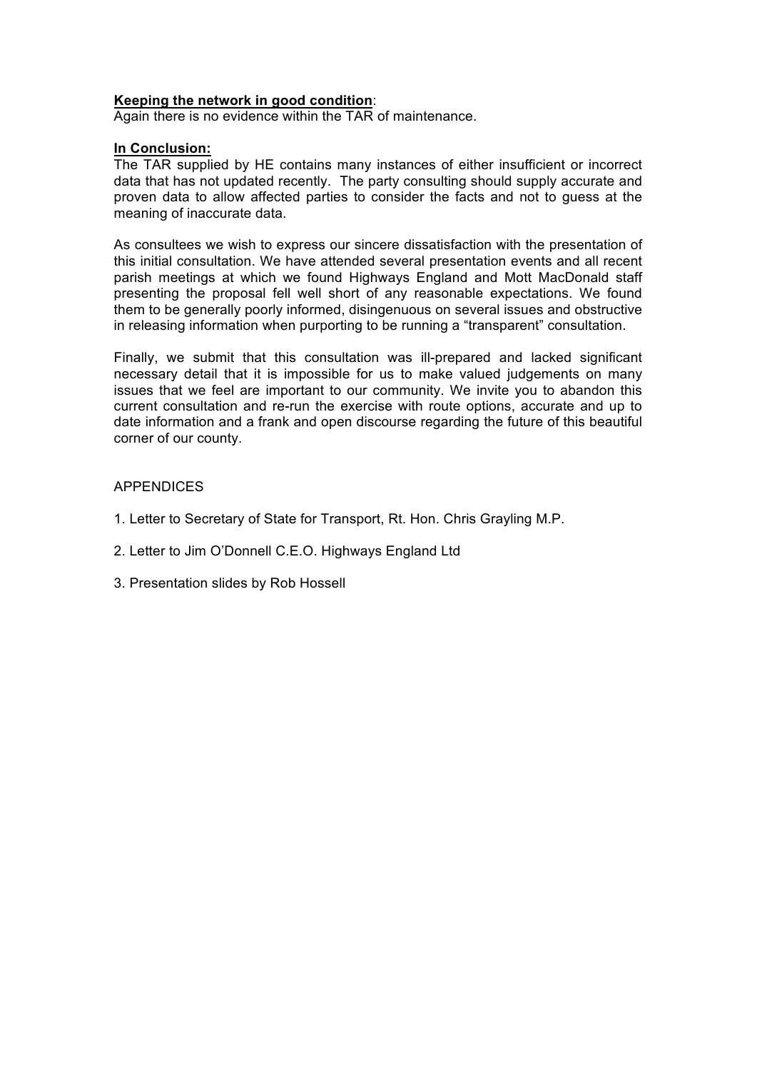**Keeping the network in good condition**:
Again there is no evidence within the TAR of maintenance.

**In Conclusion:**
The TAR supplied by HE contains many instances of either insufficient or incorrect data that has not updated recently. The party consulting should supply accurate and proven data to allow affected parties to consider the facts and not to guess at the meaning of inaccurate data.

As consultees we wish to express our sincere dissatisfaction with the presentation of this initial consultation. We have attended several presentation events and all recent parish meetings at which we found Highways England and Mott MacDonald staff presenting the proposal fell well short of any reasonable expectations. We found them to be generally poorly informed, disingenuous on several issues and obstructive in releasing information when purporting to be running a "transparent" consultation.

Finally, we submit that this consultation was ill-prepared and lacked significant necessary detail that it is impossible for us to make valued judgements on many issues that we feel are important to our community. We invite you to abandon this current consultation and re-run the exercise with route options, accurate and up to date information and a frank and open discourse regarding the future of this beautiful corner of our county.

APPENDICES

1. Letter to Secretary of State for Transport, Rt. Hon. Chris Grayling M.P.
2. Letter to Jim O'Donnell C.E.O. Highways England Ltd
3. Presentation slides by Rob Hossell